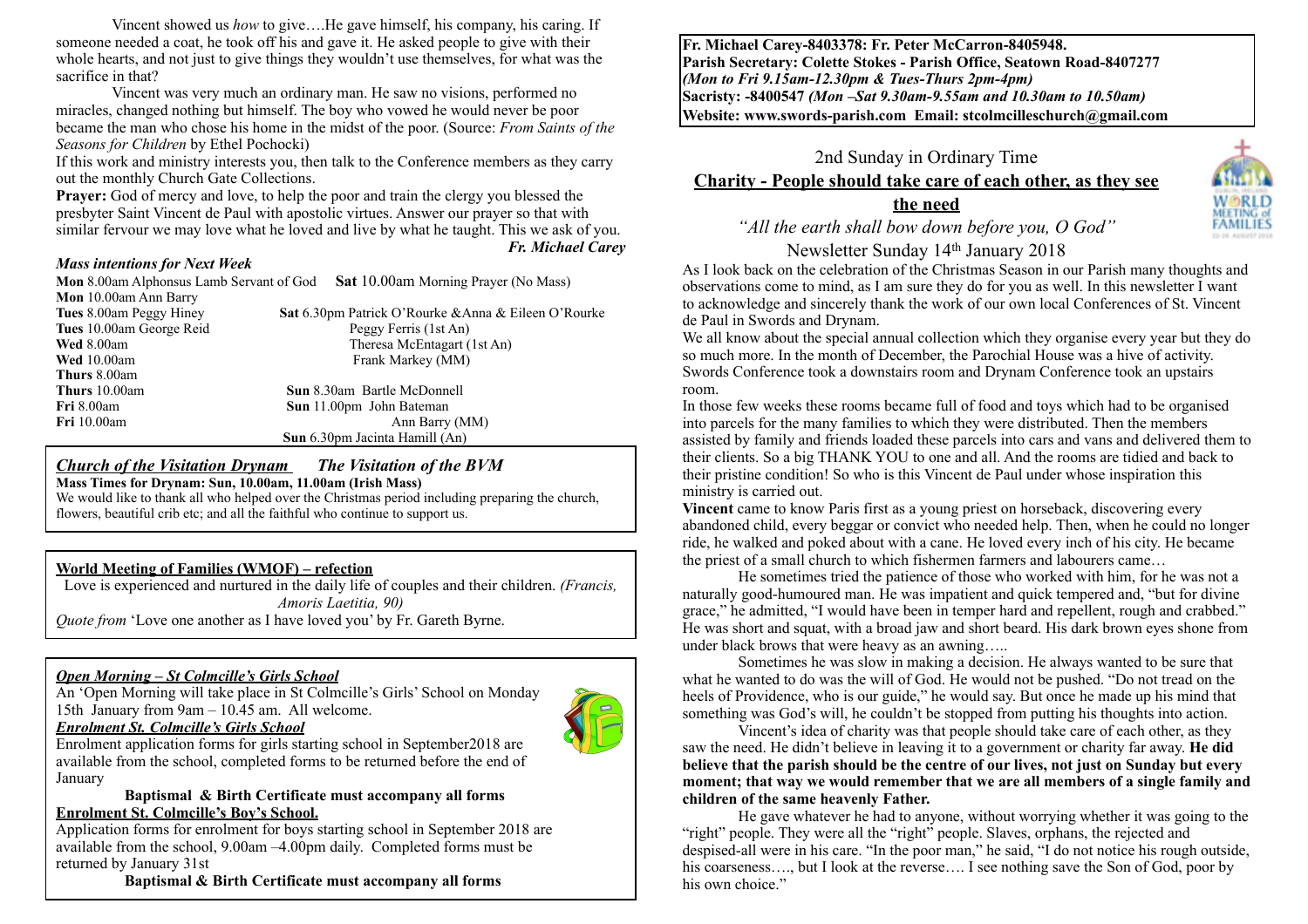**Fr. Michael Carey-8403378: Fr. Peter McCarron-8405948.**
**Parish Secretary: Colette Stokes - Parish Office, Seatown Road-8407277**
***(Mon to Fri 9.15am-12.30pm & Tues-Thurs 2pm-4pm)***
**Sacristy: -8400547** ***(Mon –Sat 9.30am-9.55am and 10.30am to 10.50am)***
**Website: www.swords-parish.com Email: stcolmcilleschurch@gmail.com**

2nd Sunday in Ordinary Time

## Charity - People should take care of each other, as they see the need

*"All the earth shall bow down before you, O God"*

Newsletter Sunday 14th January 2018

As I look back on the celebration of the Christmas Season in our Parish many thoughts and observations come to mind, as I am sure they do for you as well. In this newsletter I want to acknowledge and sincerely thank the work of our own local Conferences of St. Vincent de Paul in Swords and Drynam.

We all know about the special annual collection which they organise every year but they do so much more. In the month of December, the Parochial House was a hive of activity. Swords Conference took a downstairs room and Drynam Conference took an upstairs room.

In those few weeks these rooms became full of food and toys which had to be organised into parcels for the many families to which they were distributed. Then the members assisted by family and friends loaded these parcels into cars and vans and delivered them to their clients. So a big THANK YOU to one and all. And the rooms are tidied and back to their pristine condition! So who is this Vincent de Paul under whose inspiration this ministry is carried out.

**Vincent** came to know Paris first as a young priest on horseback, discovering every abandoned child, every beggar or convict who needed help. Then, when he could no longer ride, he walked and poked about with a cane. He loved every inch of his city. He became the priest of a small church to which fishermen farmers and labourers came…

He sometimes tried the patience of those who worked with him, for he was not a naturally good-humoured man. He was impatient and quick tempered and, "but for divine grace," he admitted, "I would have been in temper hard and repellent, rough and crabbed." He was short and squat, with a broad jaw and short beard. His dark brown eyes shone from under black brows that were heavy as an awning…..

Sometimes he was slow in making a decision. He always wanted to be sure that what he wanted to do was the will of God. He would not be pushed. "Do not tread on the heels of Providence, who is our guide," he would say. But once he made up his mind that something was God's will, he couldn't be stopped from putting his thoughts into action.

Vincent's idea of charity was that people should take care of each other, as they saw the need. He didn't believe in leaving it to a government or charity far away. **He did believe that the parish should be the centre of our lives, not just on Sunday but every moment; that way we would remember that we are all members of a single family and children of the same heavenly Father.**

He gave whatever he had to anyone, without worrying whether it was going to the "right" people. They were all the "right" people. Slaves, orphans, the rejected and despised-all were in his care. "In the poor man," he said, "I do not notice his rough outside, his coarseness…., but I look at the reverse…. I see nothing save the Son of God, poor by his own choice."

Vincent showed us *how* to give….He gave himself, his company, his caring. If someone needed a coat, he took off his and gave it. He asked people to give with their whole hearts, and not just to give things they wouldn't use themselves, for what was the sacrifice in that?

Vincent was very much an ordinary man. He saw no visions, performed no miracles, changed nothing but himself. The boy who vowed he would never be poor became the man who chose his home in the midst of the poor. (Source: *From Saints of the Seasons for Children* by Ethel Pochocki)

If this work and ministry interests you, then talk to the Conference members as they carry out the monthly Church Gate Collections.

**Prayer:** God of mercy and love, to help the poor and train the clergy you blessed the presbyter Saint Vincent de Paul with apostolic virtues. Answer our prayer so that with similar fervour we may love what he loved and live by what he taught. This we ask of you.

***Fr. Michael Carey***

### *Mass intentions for Next Week*

**Mon** 8.00am Alphonsus Lamb Servant of God
**Mon** 10.00am Ann Barry
**Tues** 8.00am Peggy Hiney
**Tues** 10.00am George Reid
**Wed** 8.00am
**Wed** 10.00am
**Thurs** 8.00am
**Thurs** 10.00am
**Fri** 8.00am
**Fri** 10.00am
**Sat** 10.00am Morning Prayer (No Mass)
**Sat** 6.30pm Patrick O'Rourke &Anna & Eileen O'Rourke
Peggy Ferris (1st An)
Theresa McEntagart (1st An)
Frank Markey (MM)
**Sun** 8.30am Bartle McDonnell
**Sun** 11.00pm John Bateman
Ann Barry (MM)
**Sun** 6.30pm Jacinta Hamill (An)

### *Church of the Visitation Drynam — The Visitation of the BVM*

**Mass Times for Drynam: Sun, 10.00am, 11.00am (Irish Mass)**

We would like to thank all who helped over the Christmas period including preparing the church, flowers, beautiful crib etc; and all the faithful who continue to support us.

### World Meeting of Families (WMOF) – refection

Love is experienced and nurtured in the daily life of couples and their children. *(Francis, Amoris Laetitia, 90)*

*Quote from* 'Love one another as I have loved you' by Fr. Gareth Byrne.

### *Open Morning – St Colmcille's Girls School*

An 'Open Morning will take place in St Colmcille's Girls' School on Monday 15th January from 9am – 10.45 am. All welcome.

### *Enrolment St. Colmcille's Girls School*

Enrolment application forms for girls starting school in September2018 are available from the school, completed forms to be returned before the end of January

**Baptismal & Birth Certificate must accompany all forms**

### Enrolment St. Colmcille's Boy's School.

Application forms for enrolment for boys starting school in September 2018 are available from the school, 9.00am –4.00pm daily. Completed forms must be returned by January 31st

**Baptismal & Birth Certificate must accompany all forms**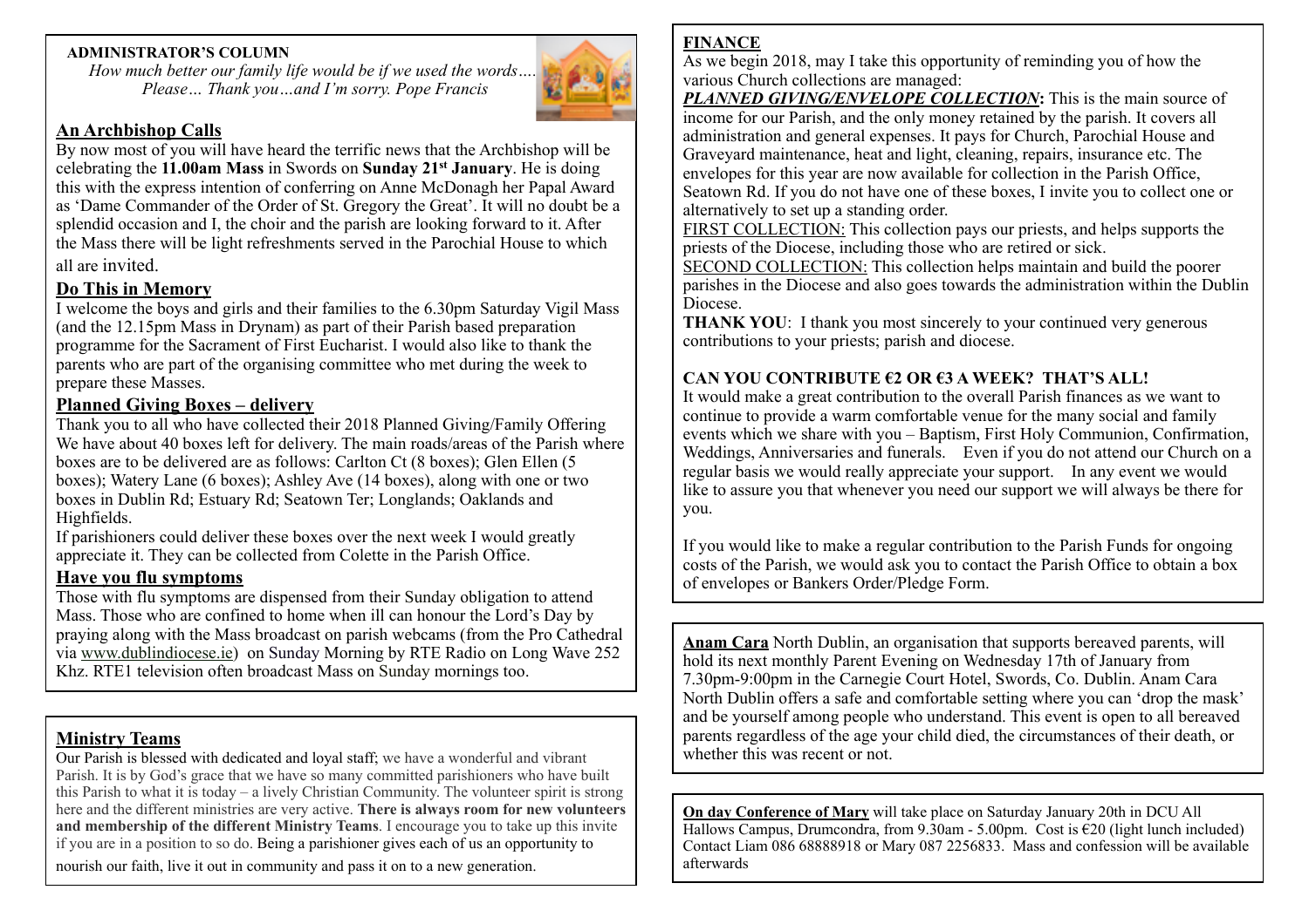**ADMINISTRATOR'S COLUMN**

*How much better our family life would be if we used the words…. Please… Thank you…and I'm sorry. Pope Francis*

## An Archbishop Calls

By now most of you will have heard the terrific news that the Archbishop will be celebrating the **11.00am Mass** in Swords on **Sunday 21st January**. He is doing this with the express intention of conferring on Anne McDonagh her Papal Award as 'Dame Commander of the Order of St. Gregory the Great'. It will no doubt be a splendid occasion and I, the choir and the parish are looking forward to it. After the Mass there will be light refreshments served in the Parochial House to which all are invited.

## Do This in Memory

I welcome the boys and girls and their families to the 6.30pm Saturday Vigil Mass (and the 12.15pm Mass in Drynam) as part of their Parish based preparation programme for the Sacrament of First Eucharist. I would also like to thank the parents who are part of the organising committee who met during the week to prepare these Masses.

## Planned Giving Boxes – delivery

Thank you to all who have collected their 2018 Planned Giving/Family Offering We have about 40 boxes left for delivery. The main roads/areas of the Parish where boxes are to be delivered are as follows: Carlton Ct (8 boxes); Glen Ellen (5 boxes); Watery Lane (6 boxes); Ashley Ave (14 boxes), along with one or two boxes in Dublin Rd; Estuary Rd; Seatown Ter; Longlands; Oaklands and Highfields.

If parishioners could deliver these boxes over the next week I would greatly appreciate it. They can be collected from Colette in the Parish Office.

## Have you flu symptoms

Those with flu symptoms are dispensed from their Sunday obligation to attend Mass. Those who are confined to home when ill can honour the Lord's Day by praying along with the Mass broadcast on parish webcams (from the Pro Cathedral via www.dublindiocese.ie) on Sunday Morning by RTE Radio on Long Wave 252 Khz. RTE1 television often broadcast Mass on Sunday mornings too.

## Ministry Teams

Our Parish is blessed with dedicated and loyal staff; we have a wonderful and vibrant Parish. It is by God's grace that we have so many committed parishioners who have built this Parish to what it is today – a lively Christian Community. The volunteer spirit is strong here and the different ministries are very active. **There is always room for new volunteers and membership of the different Ministry Teams**. I encourage you to take up this invite if you are in a position to so do. Being a parishioner gives each of us an opportunity to nourish our faith, live it out in community and pass it on to a new generation.

## FINANCE

As we begin 2018, may I take this opportunity of reminding you of how the various Church collections are managed:

***PLANNED GIVING/ENVELOPE COLLECTION*:** This is the main source of income for our Parish, and the only money retained by the parish. It covers all administration and general expenses. It pays for Church, Parochial House and Graveyard maintenance, heat and light, cleaning, repairs, insurance etc. The envelopes for this year are now available for collection in the Parish Office, Seatown Rd. If you do not have one of these boxes, I invite you to collect one or alternatively to set up a standing order.

FIRST COLLECTION: This collection pays our priests, and helps supports the priests of the Diocese, including those who are retired or sick.

SECOND COLLECTION: This collection helps maintain and build the poorer parishes in the Diocese and also goes towards the administration within the Dublin Diocese.

**THANK YOU**: I thank you most sincerely to your continued very generous contributions to your priests; parish and diocese.

**CAN YOU CONTRIBUTE €2 OR €3 A WEEK? THAT'S ALL!**

It would make a great contribution to the overall Parish finances as we want to continue to provide a warm comfortable venue for the many social and family events which we share with you – Baptism, First Holy Communion, Confirmation, Weddings, Anniversaries and funerals. Even if you do not attend our Church on a regular basis we would really appreciate your support. In any event we would like to assure you that whenever you need our support we will always be there for you.

If you would like to make a regular contribution to the Parish Funds for ongoing costs of the Parish, we would ask you to contact the Parish Office to obtain a box of envelopes or Bankers Order/Pledge Form.

**Anam Cara** North Dublin, an organisation that supports bereaved parents, will hold its next monthly Parent Evening on Wednesday 17th of January from 7.30pm-9:00pm in the Carnegie Court Hotel, Swords, Co. Dublin. Anam Cara North Dublin offers a safe and comfortable setting where you can 'drop the mask' and be yourself among people who understand. This event is open to all bereaved parents regardless of the age your child died, the circumstances of their death, or whether this was recent or not.

**On day Conference of Mary** will take place on Saturday January 20th in DCU All Hallows Campus, Drumcondra, from 9.30am - 5.00pm. Cost is €20 (light lunch included) Contact Liam 086 68888918 or Mary 087 2256833. Mass and confession will be available afterwards